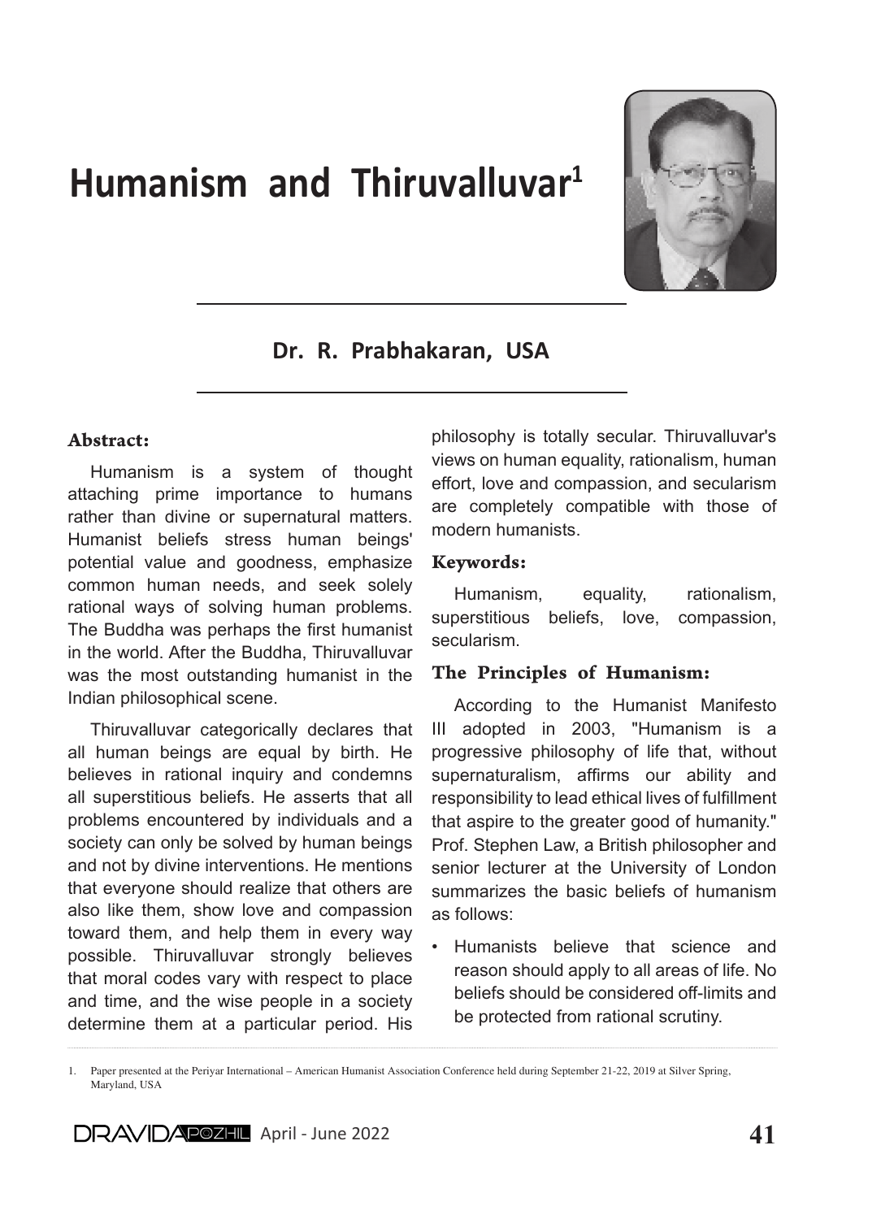# Humanism and Thiruvalluvar[1]

**Dr. R. Prabhakaran, USA**

### Abstract:

Humanism is a system of thought attaching prime importance to humans rather than divine or supernatural matters. Humanist beliefs stress human beings' potential value and goodness, emphasize common human needs, and seek solely rational ways of solving human problems. The Buddha was perhaps the first humanist in the world. After the Buddha, Thiruvalluvar was the most outstanding humanist in the Indian philosophical scene.

Thiruvalluvar categorically declares that all human beings are equal by birth. He believes in rational inquiry and condemns all superstitious beliefs. He asserts that all problems encountered by individuals and a society can only be solved by human beings and not by divine interventions. He mentions that everyone should realize that others are also like them, show love and compassion toward them, and help them in every way possible. Thiruvalluvar strongly believes that moral codes vary with respect to place and time, and the wise people in a society determine them at a particular period. His philosophy is totally secular. Thiruvalluvar's views on human equality, rationalism, human effort, love and compassion, and secularism are completely compatible with those of modern humanists.

### Keywords:

Humanism, equality, rationalism, superstitious beliefs, love, compassion, secularism.

### The Principles of Humanism:

According to the Humanist Manifesto III adopted in 2003, "Humanism is a progressive philosophy of life that, without supernaturalism, affirms our ability and responsibility to lead ethical lives of fulfillment that aspire to the greater good of humanity." Prof. Stephen Law, a British philosopher and senior lecturer at the University of London summarizes the basic beliefs of humanism as follows:

- Humanists believe that science and reason should apply to all areas of life. No beliefs should be considered off-limits and be protected from rational scrutiny.

---

1. Paper presented at the Periyar International – American Humanist Association Conference held during September 21-22, 2019 at Silver Spring, Maryland, USA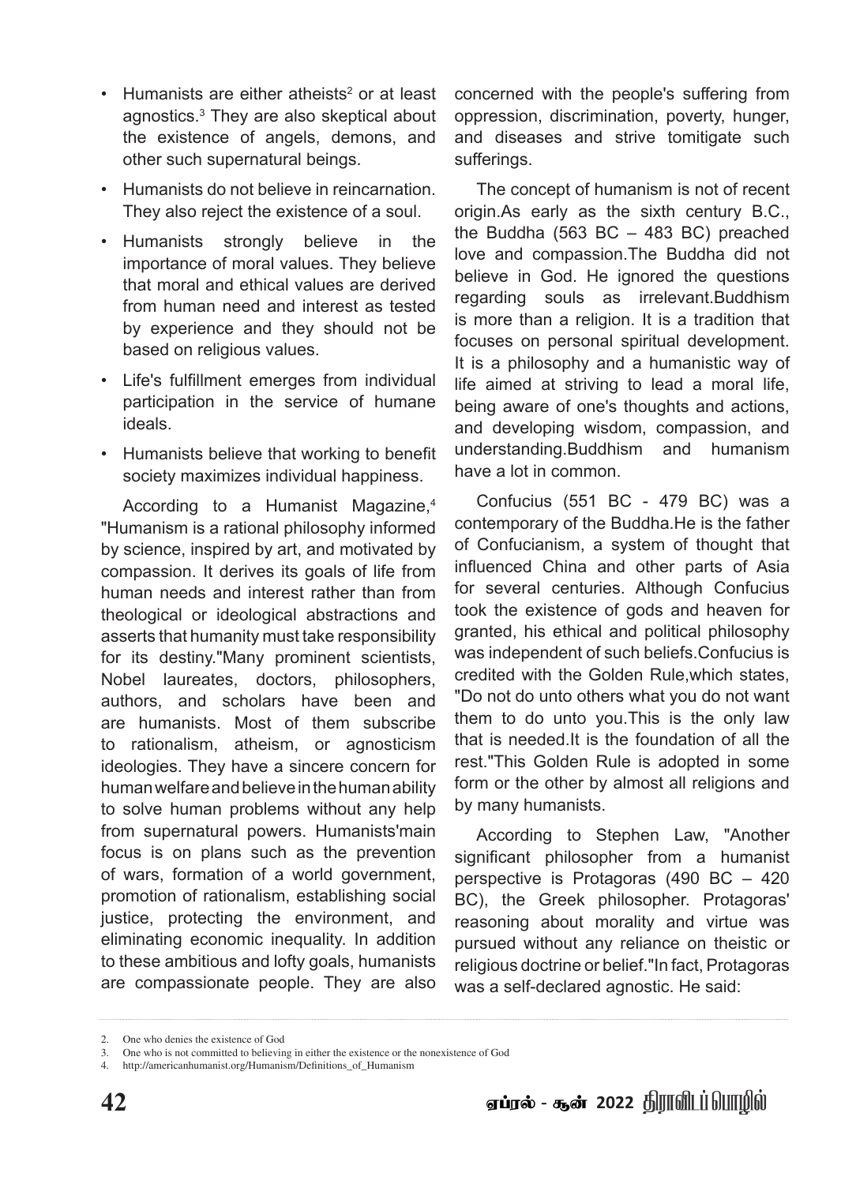- Humanists are either atheists[2] or at least agnostics.[3] They are also skeptical about the existence of angels, demons, and other such supernatural beings.
- Humanists do not believe in reincarnation. They also reject the existence of a soul.
- Humanists strongly believe in the importance of moral values. They believe that moral and ethical values are derived from human need and interest as tested by experience and they should not be based on religious values.
- Life's fulfillment emerges from individual participation in the service of humane ideals.
- Humanists believe that working to benefit society maximizes individual happiness.

According to a Humanist Magazine,[4] "Humanism is a rational philosophy informed by science, inspired by art, and motivated by compassion. It derives its goals of life from human needs and interest rather than from theological or ideological abstractions and asserts that humanity must take responsibility for its destiny."Many prominent scientists, Nobel laureates, doctors, philosophers, authors, and scholars have been and are humanists. Most of them subscribe to rationalism, atheism, or agnosticism ideologies. They have a sincere concern for human welfare and believe in the human ability to solve human problems without any help from supernatural powers. Humanists'main focus is on plans such as the prevention of wars, formation of a world government, promotion of rationalism, establishing social justice, protecting the environment, and eliminating economic inequality. In addition to these ambitious and lofty goals, humanists are compassionate people. They are also concerned with the people's suffering from oppression, discrimination, poverty, hunger, and diseases and strive tomitigate such sufferings.

The concept of humanism is not of recent origin.As early as the sixth century B.C., the Buddha (563 BC – 483 BC) preached love and compassion.The Buddha did not believe in God. He ignored the questions regarding souls as irrelevant.Buddhism is more than a religion. It is a tradition that focuses on personal spiritual development. It is a philosophy and a humanistic way of life aimed at striving to lead a moral life, being aware of one's thoughts and actions, and developing wisdom, compassion, and understanding.Buddhism and humanism have a lot in common.

Confucius (551 BC - 479 BC) was a contemporary of the Buddha.He is the father of Confucianism, a system of thought that influenced China and other parts of Asia for several centuries. Although Confucius took the existence of gods and heaven for granted, his ethical and political philosophy was independent of such beliefs.Confucius is credited with the Golden Rule,which states, "Do not do unto others what you do not want them to do unto you.This is the only law that is needed.It is the foundation of all the rest."This Golden Rule is adopted in some form or the other by almost all religions and by many humanists.

According to Stephen Law, "Another significant philosopher from a humanist perspective is Protagoras (490 BC – 420 BC), the Greek philosopher. Protagoras' reasoning about morality and virtue was pursued without any reliance on theistic or religious doctrine or belief."In fact, Protagoras was a self-declared agnostic. He said:

---

2. One who denies the existence of God
3. One who is not committed to believing in either the existence or the nonexistence of God
4. http://americanhumanist.org/Humanism/Definitions_of_Humanism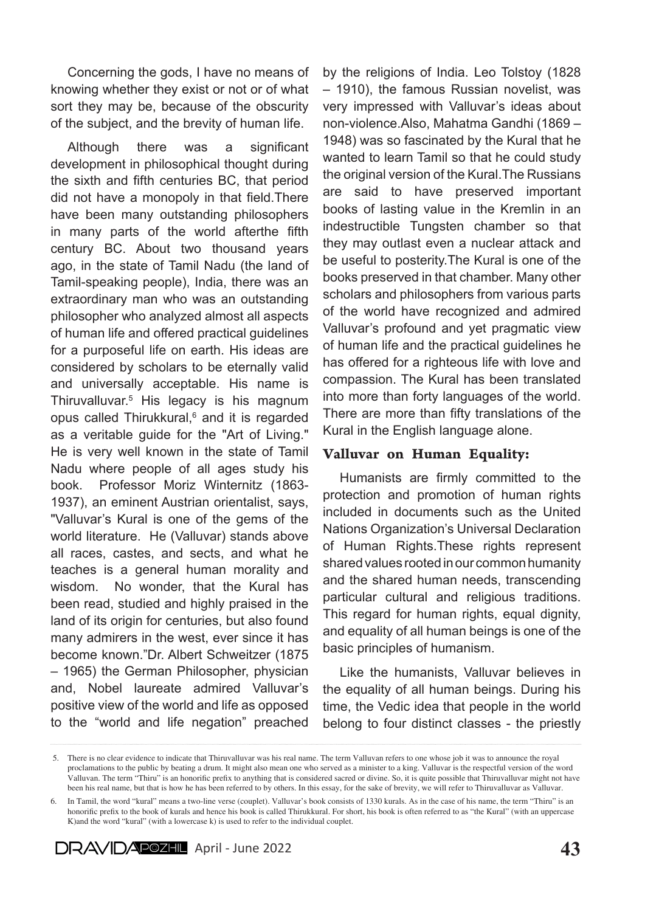Concerning the gods, I have no means of knowing whether they exist or not or of what sort they may be, because of the obscurity of the subject, and the brevity of human life.

Although there was a significant development in philosophical thought during the sixth and fifth centuries BC, that period did not have a monopoly in that field.There have been many outstanding philosophers in many parts of the world afterthe fifth century BC. About two thousand years ago, in the state of Tamil Nadu (the land of Tamil-speaking people), India, there was an extraordinary man who was an outstanding philosopher who analyzed almost all aspects of human life and offered practical guidelines for a purposeful life on earth. His ideas are considered by scholars to be eternally valid and universally acceptable. His name is Thiruvalluvar.[5] His legacy is his magnum opus called Thirukkural,[6] and it is regarded as a veritable guide for the "Art of Living." He is very well known in the state of Tamil Nadu where people of all ages study his book. Professor Moriz Winternitz (1863-1937), an eminent Austrian orientalist, says, "Valluvar's Kural is one of the gems of the world literature. He (Valluvar) stands above all races, castes, and sects, and what he teaches is a general human morality and wisdom. No wonder, that the Kural has been read, studied and highly praised in the land of its origin for centuries, but also found many admirers in the west, ever since it has become known."Dr. Albert Schweitzer (1875 – 1965) the German Philosopher, physician and, Nobel laureate admired Valluvar's positive view of the world and life as opposed to the "world and life negation" preached by the religions of India. Leo Tolstoy (1828 – 1910), the famous Russian novelist, was very impressed with Valluvar's ideas about non-violence.Also, Mahatma Gandhi (1869 – 1948) was so fascinated by the Kural that he wanted to learn Tamil so that he could study the original version of the Kural.The Russians are said to have preserved important books of lasting value in the Kremlin in an indestructible Tungsten chamber so that they may outlast even a nuclear attack and be useful to posterity.The Kural is one of the books preserved in that chamber. Many other scholars and philosophers from various parts of the world have recognized and admired Valluvar's profound and yet pragmatic view of human life and the practical guidelines he has offered for a righteous life with love and compassion. The Kural has been translated into more than forty languages of the world. There are more than fifty translations of the Kural in the English language alone.

## Valluvar on Human Equality:

Humanists are firmly committed to the protection and promotion of human rights included in documents such as the United Nations Organization's Universal Declaration of Human Rights.These rights represent shared values rooted in our common humanity and the shared human needs, transcending particular cultural and religious traditions. This regard for human rights, equal dignity, and equality of all human beings is one of the basic principles of humanism.

Like the humanists, Valluvar believes in the equality of all human beings. During his time, the Vedic idea that people in the world belong to four distinct classes - the priestly

5. There is no clear evidence to indicate that Thiruvalluvar was his real name. The term Valluvan refers to one whose job it was to announce the royal proclamations to the public by beating a drum. It might also mean one who served as a minister to a king. Valluvar is the respectful version of the word Valluvan. The term "Thiru" is an honorific prefix to anything that is considered sacred or divine. So, it is quite possible that Thiruvalluvar might not have been his real name, but that is how he has been referred to by others. In this essay, for the sake of brevity, we will refer to Thiruvalluvar as Valluvar.

6. In Tamil, the word "kural" means a two-line verse (couplet). Valluvar's book consists of 1330 kurals. As in the case of his name, the term "Thiru" is an honorific prefix to the book of kurals and hence his book is called Thirukkural. For short, his book is often referred to as "the Kural" (with an uppercase K)and the word "kural" (with a lowercase k) is used to refer to the individual couplet.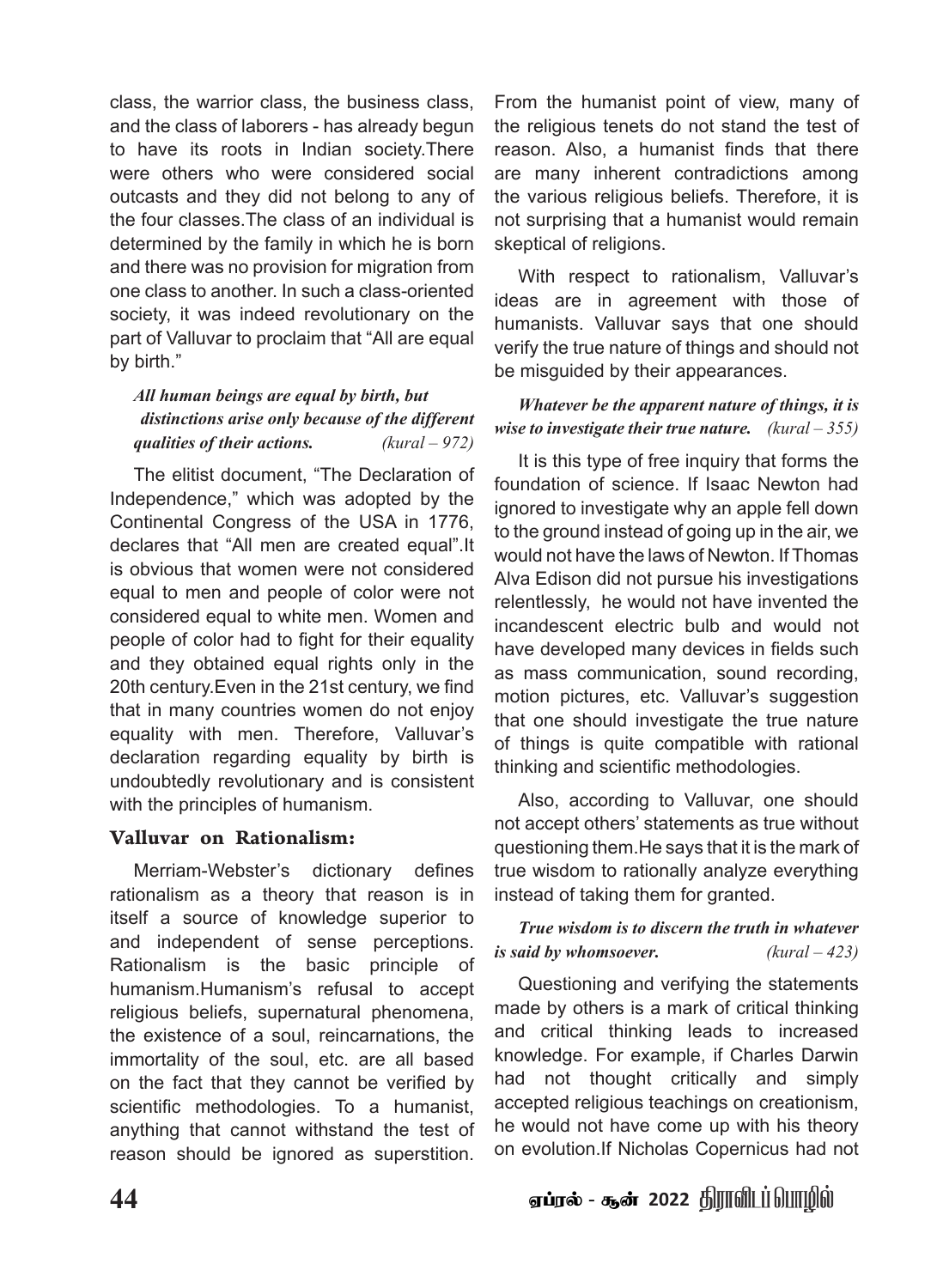class, the warrior class, the business class, and the class of laborers - has already begun to have its roots in Indian society.There were others who were considered social outcasts and they did not belong to any of the four classes.The class of an individual is determined by the family in which he is born and there was no provision for migration from one class to another. In such a class-oriented society, it was indeed revolutionary on the part of Valluvar to proclaim that "All are equal by birth."

***All human beings are equal by birth, but distinctions arise only because of the different qualities of their actions.*** *(kural – 972)*

The elitist document, "The Declaration of Independence," which was adopted by the Continental Congress of the USA in 1776, declares that "All men are created equal".It is obvious that women were not considered equal to men and people of color were not considered equal to white men. Women and people of color had to fight for their equality and they obtained equal rights only in the 20th century.Even in the 21st century, we find that in many countries women do not enjoy equality with men. Therefore, Valluvar's declaration regarding equality by birth is undoubtedly revolutionary and is consistent with the principles of humanism.

### Valluvar on Rationalism:

Merriam-Webster's dictionary defines rationalism as a theory that reason is in itself a source of knowledge superior to and independent of sense perceptions. Rationalism is the basic principle of humanism.Humanism's refusal to accept religious beliefs, supernatural phenomena, the existence of a soul, reincarnations, the immortality of the soul, etc. are all based on the fact that they cannot be verified by scientific methodologies. To a humanist, anything that cannot withstand the test of reason should be ignored as superstition. From the humanist point of view, many of the religious tenets do not stand the test of reason. Also, a humanist finds that there are many inherent contradictions among the various religious beliefs. Therefore, it is not surprising that a humanist would remain skeptical of religions.

With respect to rationalism, Valluvar's ideas are in agreement with those of humanists. Valluvar says that one should verify the true nature of things and should not be misguided by their appearances.

***Whatever be the apparent nature of things, it is wise to investigate their true nature.*** *(kural – 355)*

It is this type of free inquiry that forms the foundation of science. If Isaac Newton had ignored to investigate why an apple fell down to the ground instead of going up in the air, we would not have the laws of Newton. If Thomas Alva Edison did not pursue his investigations relentlessly, he would not have invented the incandescent electric bulb and would not have developed many devices in fields such as mass communication, sound recording, motion pictures, etc. Valluvar's suggestion that one should investigate the true nature of things is quite compatible with rational thinking and scientific methodologies.

Also, according to Valluvar, one should not accept others' statements as true without questioning them.He says that it is the mark of true wisdom to rationally analyze everything instead of taking them for granted.

***True wisdom is to discern the truth in whatever is said by whomsoever.*** *(kural – 423)*

Questioning and verifying the statements made by others is a mark of critical thinking and critical thinking leads to increased knowledge. For example, if Charles Darwin had not thought critically and simply accepted religious teachings on creationism, he would not have come up with his theory on evolution.If Nicholas Copernicus had not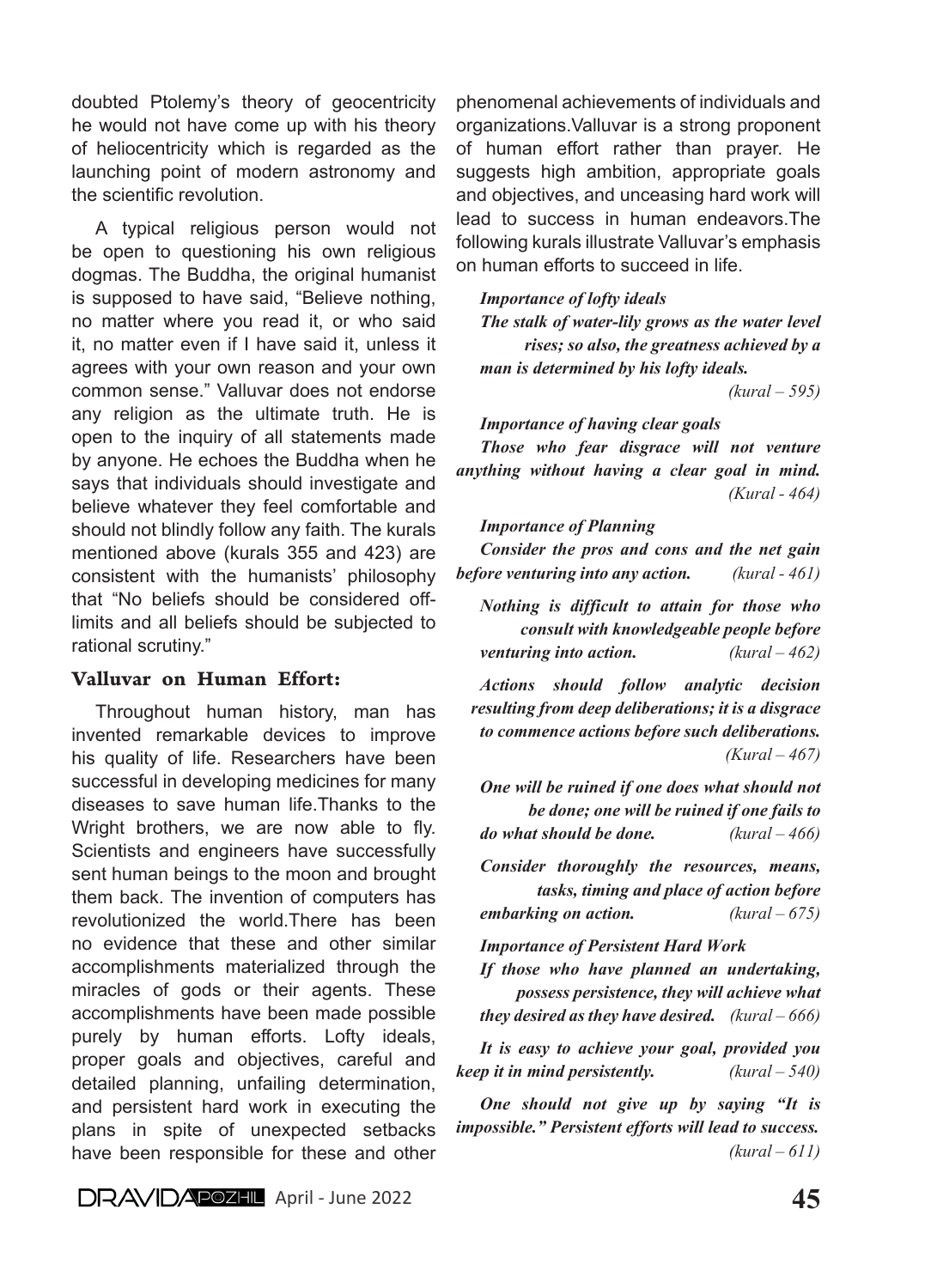doubted Ptolemy's theory of geocentricity he would not have come up with his theory of heliocentricity which is regarded as the launching point of modern astronomy and the scientific revolution.

A typical religious person would not be open to questioning his own religious dogmas. The Buddha, the original humanist is supposed to have said, "Believe nothing, no matter where you read it, or who said it, no matter even if I have said it, unless it agrees with your own reason and your own common sense." Valluvar does not endorse any religion as the ultimate truth. He is open to the inquiry of all statements made by anyone. He echoes the Buddha when he says that individuals should investigate and believe whatever they feel comfortable and should not blindly follow any faith. The kurals mentioned above (kurals 355 and 423) are consistent with the humanists' philosophy that "No beliefs should be considered off-limits and all beliefs should be subjected to rational scrutiny."

### Valluvar on Human Effort:

Throughout human history, man has invented remarkable devices to improve his quality of life. Researchers have been successful in developing medicines for many diseases to save human life.Thanks to the Wright brothers, we are now able to fly. Scientists and engineers have successfully sent human beings to the moon and brought them back. The invention of computers has revolutionized the world.There has been no evidence that these and other similar accomplishments materialized through the miracles of gods or their agents. These accomplishments have been made possible purely by human efforts. Lofty ideals, proper goals and objectives, careful and detailed planning, unfailing determination, and persistent hard work in executing the plans in spite of unexpected setbacks have been responsible for these and other phenomenal achievements of individuals and organizations.Valluvar is a strong proponent of human effort rather than prayer. He suggests high ambition, appropriate goals and objectives, and unceasing hard work will lead to success in human endeavors.The following kurals illustrate Valluvar's emphasis on human efforts to succeed in life.

***Importance of lofty ideals***

***The stalk of water-lily grows as the water level rises; so also, the greatness achieved by a man is determined by his lofty ideals.*** *(kural – 595)*

***Importance of having clear goals***

***Those who fear disgrace will not venture anything without having a clear goal in mind.*** *(Kural - 464)*

***Importance of Planning***

***Consider the pros and cons and the net gain before venturing into any action.*** *(kural - 461)*

***Nothing is difficult to attain for those who consult with knowledgeable people before venturing into action.*** *(kural – 462)*

***Actions should follow analytic decision resulting from deep deliberations; it is a disgrace to commence actions before such deliberations.*** *(Kural – 467)*

***One will be ruined if one does what should not be done; one will be ruined if one fails to do what should be done.*** *(kural – 466)*

***Consider thoroughly the resources, means, tasks, timing and place of action before embarking on action.*** *(kural – 675)*

***Importance of Persistent Hard Work***

***If those who have planned an undertaking, possess persistence, they will achieve what they desired as they have desired.*** *(kural – 666)*

***It is easy to achieve your goal, provided you keep it in mind persistently.*** *(kural – 540)*

***One should not give up by saying "It is impossible." Persistent efforts will lead to success.*** *(kural – 611)*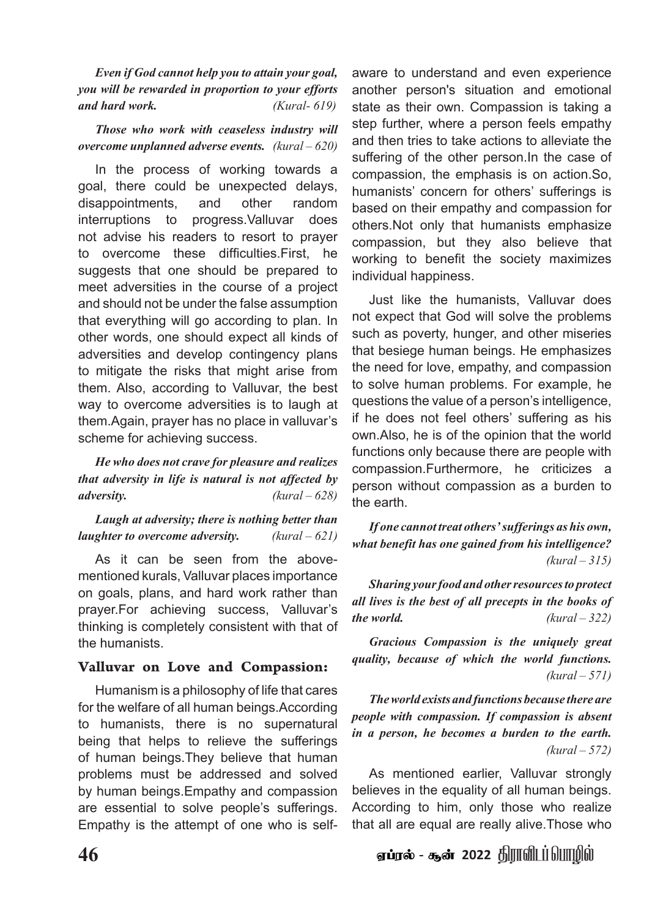***Even if God cannot help you to attain your goal, you will be rewarded in proportion to your efforts and hard work.*** *(Kural- 619)*

***Those who work with ceaseless industry will overcome unplanned adverse events.*** *(kural – 620)*

In the process of working towards a goal, there could be unexpected delays, disappointments, and other random interruptions to progress.Valluvar does not advise his readers to resort to prayer to overcome these difficulties.First, he suggests that one should be prepared to meet adversities in the course of a project and should not be under the false assumption that everything will go according to plan. In other words, one should expect all kinds of adversities and develop contingency plans to mitigate the risks that might arise from them. Also, according to Valluvar, the best way to overcome adversities is to laugh at them.Again, prayer has no place in valluvar's scheme for achieving success.

***He who does not crave for pleasure and realizes that adversity in life is natural is not affected by adversity.*** *(kural – 628)*

***Laugh at adversity; there is nothing better than laughter to overcome adversity.*** *(kural – 621)*

As it can be seen from the above-mentioned kurals, Valluvar places importance on goals, plans, and hard work rather than prayer.For achieving success, Valluvar's thinking is completely consistent with that of the humanists.

## Valluvar on Love and Compassion:

Humanism is a philosophy of life that cares for the welfare of all human beings.According to humanists, there is no supernatural being that helps to relieve the sufferings of human beings.They believe that human problems must be addressed and solved by human beings.Empathy and compassion are essential to solve people's sufferings. Empathy is the attempt of one who is self-aware to understand and even experience another person's situation and emotional state as their own. Compassion is taking a step further, where a person feels empathy and then tries to take actions to alleviate the suffering of the other person.In the case of compassion, the emphasis is on action.So, humanists' concern for others' sufferings is based on their empathy and compassion for others.Not only that humanists emphasize compassion, but they also believe that working to benefit the society maximizes individual happiness.

Just like the humanists, Valluvar does not expect that God will solve the problems such as poverty, hunger, and other miseries that besiege human beings. He emphasizes the need for love, empathy, and compassion to solve human problems. For example, he questions the value of a person's intelligence, if he does not feel others' suffering as his own.Also, he is of the opinion that the world functions only because there are people with compassion.Furthermore, he criticizes a person without compassion as a burden to the earth.

***If one cannot treat others' sufferings as his own, what benefit has one gained from his intelligence?*** *(kural – 315)*

***Sharing your food and other resources to protect all lives is the best of all precepts in the books of the world.*** *(kural – 322)*

***Gracious Compassion is the uniquely great quality, because of which the world functions.*** *(kural – 571)*

***The world exists and functions because there are people with compassion. If compassion is absent in a person, he becomes a burden to the earth.*** *(kural – 572)*

As mentioned earlier, Valluvar strongly believes in the equality of all human beings. According to him, only those who realize that all are equal are really alive.Those who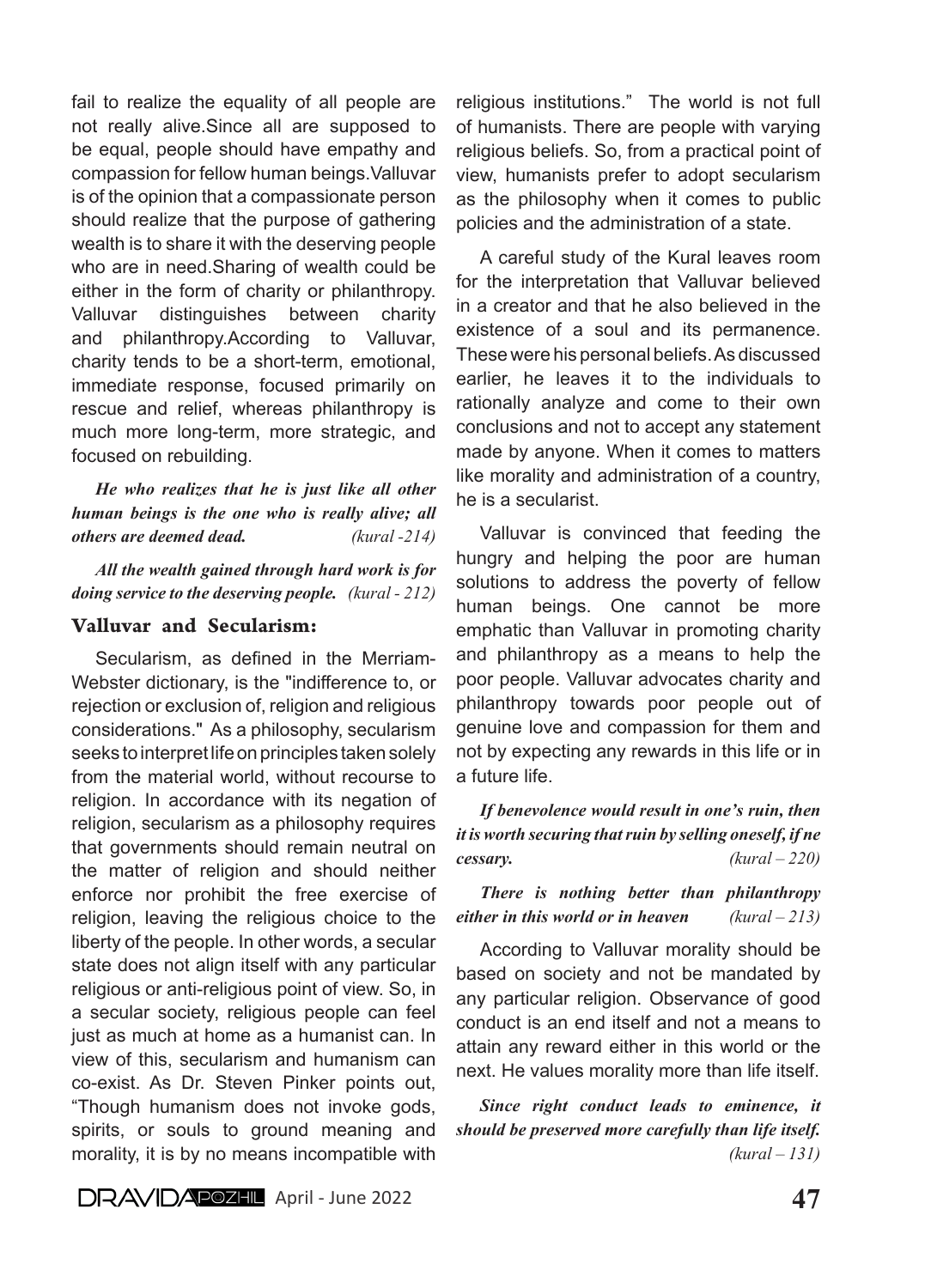fail to realize the equality of all people are not really alive.Since all are supposed to be equal, people should have empathy and compassion for fellow human beings.Valluvar is of the opinion that a compassionate person should realize that the purpose of gathering wealth is to share it with the deserving people who are in need.Sharing of wealth could be either in the form of charity or philanthropy. Valluvar distinguishes between charity and philanthropy.According to Valluvar, charity tends to be a short-term, emotional, immediate response, focused primarily on rescue and relief, whereas philanthropy is much more long-term, more strategic, and focused on rebuilding.

***He who realizes that he is just like all other human beings is the one who is really alive; all others are deemed dead.*** *(kural -214)*

***All the wealth gained through hard work is for doing service to the deserving people.*** *(kural - 212)*

## Valluvar and Secularism:

Secularism, as defined in the Merriam-Webster dictionary, is the "indifference to, or rejection or exclusion of, religion and religious considerations." As a philosophy, secularism seeks to interpret life on principles taken solely from the material world, without recourse to religion. In accordance with its negation of religion, secularism as a philosophy requires that governments should remain neutral on the matter of religion and should neither enforce nor prohibit the free exercise of religion, leaving the religious choice to the liberty of the people. In other words, a secular state does not align itself with any particular religious or anti-religious point of view. So, in a secular society, religious people can feel just as much at home as a humanist can. In view of this, secularism and humanism can co-exist. As Dr. Steven Pinker points out, "Though humanism does not invoke gods, spirits, or souls to ground meaning and morality, it is by no means incompatible with religious institutions." The world is not full of humanists. There are people with varying religious beliefs. So, from a practical point of view, humanists prefer to adopt secularism as the philosophy when it comes to public policies and the administration of a state.

A careful study of the Kural leaves room for the interpretation that Valluvar believed in a creator and that he also believed in the existence of a soul and its permanence. These were his personal beliefs. As discussed earlier, he leaves it to the individuals to rationally analyze and come to their own conclusions and not to accept any statement made by anyone. When it comes to matters like morality and administration of a country, he is a secularist.

Valluvar is convinced that feeding the hungry and helping the poor are human solutions to address the poverty of fellow human beings. One cannot be more emphatic than Valluvar in promoting charity and philanthropy as a means to help the poor people. Valluvar advocates charity and philanthropy towards poor people out of genuine love and compassion for them and not by expecting any rewards in this life or in a future life.

***If benevolence would result in one's ruin, then it is worth securing that ruin by selling oneself, if ne cessary.*** *(kural – 220)*

***There is nothing better than philanthropy either in this world or in heaven*** *(kural – 213)*

According to Valluvar morality should be based on society and not be mandated by any particular religion. Observance of good conduct is an end itself and not a means to attain any reward either in this world or the next. He values morality more than life itself.

***Since right conduct leads to eminence, it should be preserved more carefully than life itself.*** *(kural – 131)*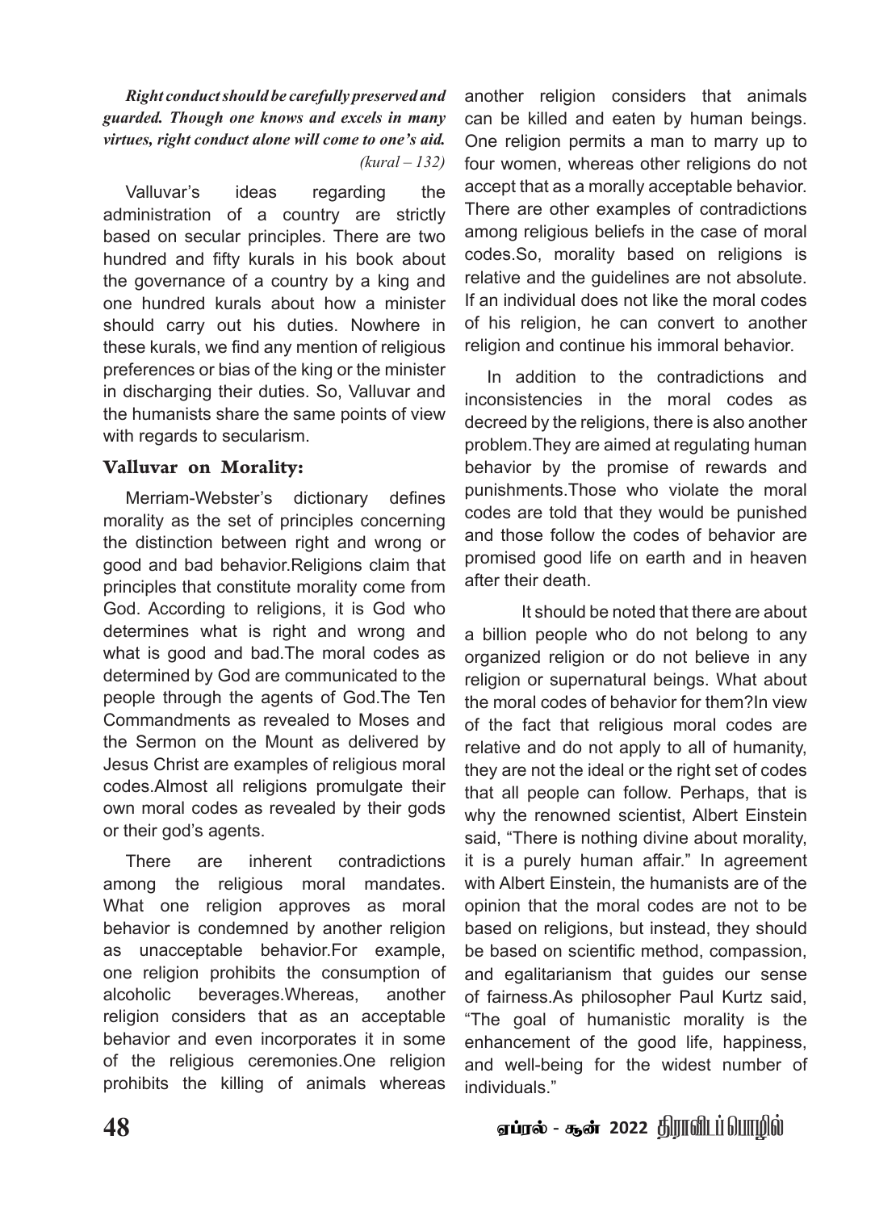***Right conduct should be carefully preserved and guarded. Though one knows and excels in many virtues, right conduct alone will come to one's aid.***
*(kural – 132)*

Valluvar's ideas regarding the administration of a country are strictly based on secular principles. There are two hundred and fifty kurals in his book about the governance of a country by a king and one hundred kurals about how a minister should carry out his duties. Nowhere in these kurals, we find any mention of religious preferences or bias of the king or the minister in discharging their duties. So, Valluvar and the humanists share the same points of view with regards to secularism.

## Valluvar on Morality:

Merriam-Webster's dictionary defines morality as the set of principles concerning the distinction between right and wrong or good and bad behavior.Religions claim that principles that constitute morality come from God. According to religions, it is God who determines what is right and wrong and what is good and bad.The moral codes as determined by God are communicated to the people through the agents of God.The Ten Commandments as revealed to Moses and the Sermon on the Mount as delivered by Jesus Christ are examples of religious moral codes.Almost all religions promulgate their own moral codes as revealed by their gods or their god's agents.

There are inherent contradictions among the religious moral mandates. What one religion approves as moral behavior is condemned by another religion as unacceptable behavior.For example, one religion prohibits the consumption of alcoholic beverages.Whereas, another religion considers that as an acceptable behavior and even incorporates it in some of the religious ceremonies.One religion prohibits the killing of animals whereas another religion considers that animals can be killed and eaten by human beings. One religion permits a man to marry up to four women, whereas other religions do not accept that as a morally acceptable behavior. There are other examples of contradictions among religious beliefs in the case of moral codes.So, morality based on religions is relative and the guidelines are not absolute. If an individual does not like the moral codes of his religion, he can convert to another religion and continue his immoral behavior.

In addition to the contradictions and inconsistencies in the moral codes as decreed by the religions, there is also another problem.They are aimed at regulating human behavior by the promise of rewards and punishments.Those who violate the moral codes are told that they would be punished and those follow the codes of behavior are promised good life on earth and in heaven after their death.

It should be noted that there are about a billion people who do not belong to any organized religion or do not believe in any religion or supernatural beings. What about the moral codes of behavior for them?In view of the fact that religious moral codes are relative and do not apply to all of humanity, they are not the ideal or the right set of codes that all people can follow. Perhaps, that is why the renowned scientist, Albert Einstein said, "There is nothing divine about morality, it is a purely human affair." In agreement with Albert Einstein, the humanists are of the opinion that the moral codes are not to be based on religions, but instead, they should be based on scientific method, compassion, and egalitarianism that guides our sense of fairness.As philosopher Paul Kurtz said, "The goal of humanistic morality is the enhancement of the good life, happiness, and well-being for the widest number of individuals."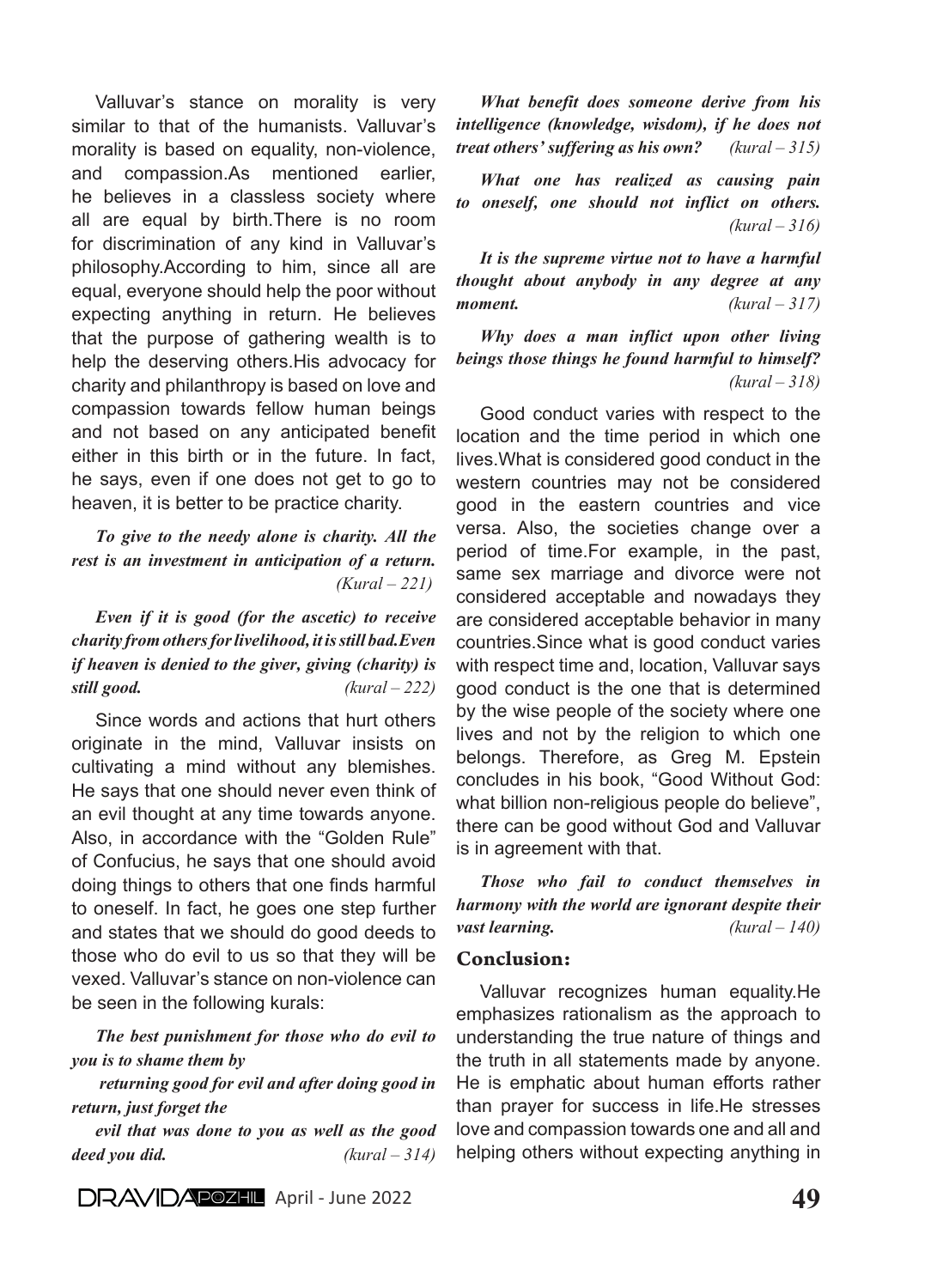Valluvar's stance on morality is very similar to that of the humanists. Valluvar's morality is based on equality, non-violence, and compassion.As mentioned earlier, he believes in a classless society where all are equal by birth.There is no room for discrimination of any kind in Valluvar's philosophy.According to him, since all are equal, everyone should help the poor without expecting anything in return. He believes that the purpose of gathering wealth is to help the deserving others.His advocacy for charity and philanthropy is based on love and compassion towards fellow human beings and not based on any anticipated benefit either in this birth or in the future. In fact, he says, even if one does not get to go to heaven, it is better to be practice charity.

***To give to the needy alone is charity. All the rest is an investment in anticipation of a return.*** *(Kural – 221)*

***Even if it is good (for the ascetic) to receive charity from others for livelihood, it is still bad.Even if heaven is denied to the giver, giving (charity) is still good.*** *(kural – 222)*

Since words and actions that hurt others originate in the mind, Valluvar insists on cultivating a mind without any blemishes. He says that one should never even think of an evil thought at any time towards anyone. Also, in accordance with the "Golden Rule" of Confucius, he says that one should avoid doing things to others that one finds harmful to oneself. In fact, he goes one step further and states that we should do good deeds to those who do evil to us so that they will be vexed. Valluvar's stance on non-violence can be seen in the following kurals:

***The best punishment for those who do evil to you is to shame them by***
***returning good for evil and after doing good in return, just forget the***
***evil that was done to you as well as the good deed you did.*** *(kural – 314)*

***What benefit does someone derive from his intelligence (knowledge, wisdom), if he does not treat others' suffering as his own?*** *(kural – 315)*

***What one has realized as causing pain to oneself, one should not inflict on others.*** *(kural – 316)*

***It is the supreme virtue not to have a harmful thought about anybody in any degree at any moment.*** *(kural – 317)*

***Why does a man inflict upon other living beings those things he found harmful to himself?*** *(kural – 318)*

Good conduct varies with respect to the location and the time period in which one lives.What is considered good conduct in the western countries may not be considered good in the eastern countries and vice versa. Also, the societies change over a period of time.For example, in the past, same sex marriage and divorce were not considered acceptable and nowadays they are considered acceptable behavior in many countries.Since what is good conduct varies with respect time and, location, Valluvar says good conduct is the one that is determined by the wise people of the society where one lives and not by the religion to which one belongs. Therefore, as Greg M. Epstein concludes in his book, "Good Without God: what billion non-religious people do believe", there can be good without God and Valluvar is in agreement with that.

***Those who fail to conduct themselves in harmony with the world are ignorant despite their vast learning.*** *(kural – 140)*

## Conclusion:

Valluvar recognizes human equality.He emphasizes rationalism as the approach to understanding the true nature of things and the truth in all statements made by anyone. He is emphatic about human efforts rather than prayer for success in life.He stresses love and compassion towards one and all and helping others without expecting anything in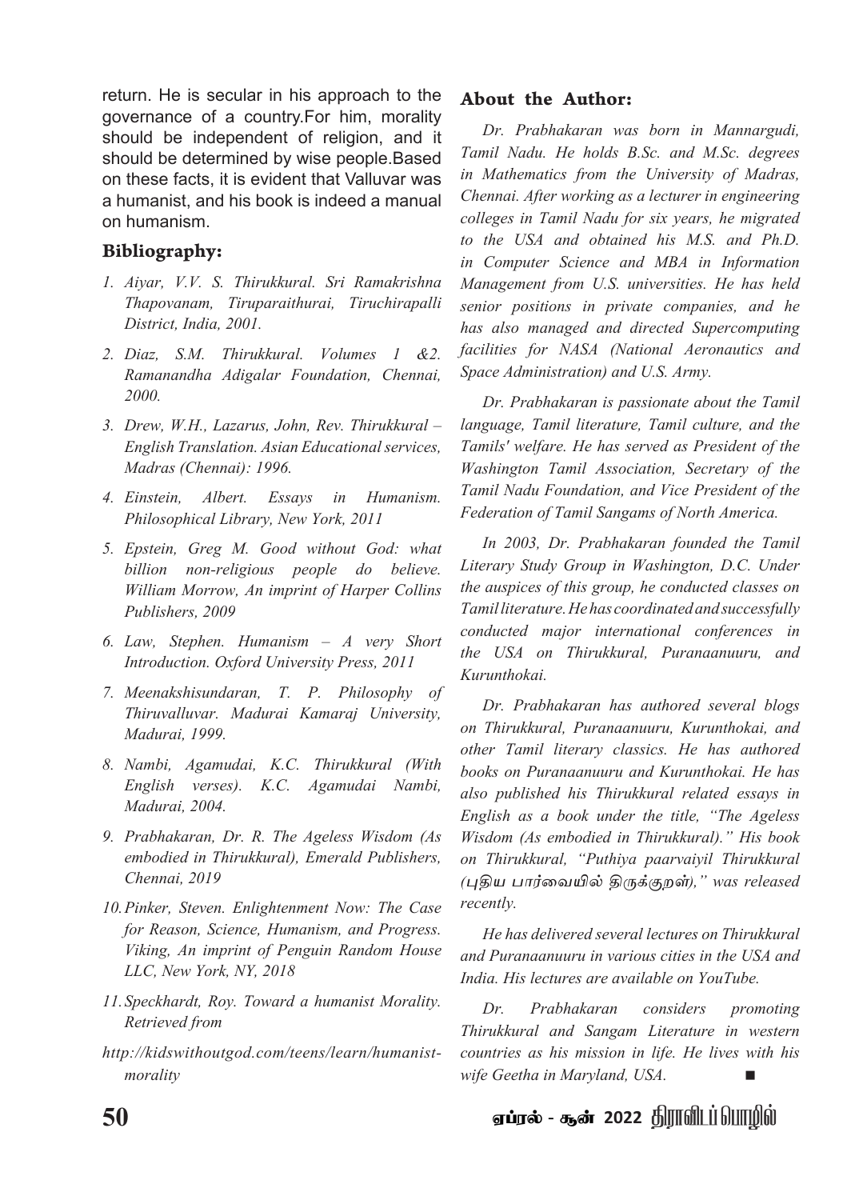return. He is secular in his approach to the governance of a country.For him, morality should be independent of religion, and it should be determined by wise people.Based on these facts, it is evident that Valluvar was a humanist, and his book is indeed a manual on humanism.

## Bibliography:

1. *Aiyar, V.V. S. Thirukkural. Sri Ramakrishna Thapovanam, Tiruparaithurai, Tiruchirapalli District, India, 2001.*
2. *Diaz, S.M. Thirukkural. Volumes 1 &2. Ramanandha Adigalar Foundation, Chennai, 2000.*
3. *Drew, W.H., Lazarus, John, Rev. Thirukkural – English Translation. Asian Educational services, Madras (Chennai): 1996.*
4. *Einstein, Albert. Essays in Humanism. Philosophical Library, New York, 2011*
5. *Epstein, Greg M. Good without God: what billion non-religious people do believe. William Morrow, An imprint of Harper Collins Publishers, 2009*
6. *Law, Stephen. Humanism – A very Short Introduction. Oxford University Press, 2011*
7. *Meenakshisundaran, T. P. Philosophy of Thiruvalluvar. Madurai Kamaraj University, Madurai, 1999.*
8. *Nambi, Agamudai, K.C. Thirukkural (With English verses). K.C. Agamudai Nambi, Madurai, 2004.*
9. *Prabhakaran, Dr. R. The Ageless Wisdom (As embodied in Thirukkural), Emerald Publishers, Chennai, 2019*
10. *Pinker, Steven. Enlightenment Now: The Case for Reason, Science, Humanism, and Progress. Viking, An imprint of Penguin Random House LLC, New York, NY, 2018*
11. *Speckhardt, Roy. Toward a humanist Morality. Retrieved from*

*http://kidswithoutgod.com/teens/learn/humanist-morality*

## About the Author:

*Dr. Prabhakaran was born in Mannargudi, Tamil Nadu. He holds B.Sc. and M.Sc. degrees in Mathematics from the University of Madras, Chennai. After working as a lecturer in engineering colleges in Tamil Nadu for six years, he migrated to the USA and obtained his M.S. and Ph.D. in Computer Science and MBA in Information Management from U.S. universities. He has held senior positions in private companies, and he has also managed and directed Supercomputing facilities for NASA (National Aeronautics and Space Administration) and U.S. Army.*

*Dr. Prabhakaran is passionate about the Tamil language, Tamil literature, Tamil culture, and the Tamils' welfare. He has served as President of the Washington Tamil Association, Secretary of the Tamil Nadu Foundation, and Vice President of the Federation of Tamil Sangams of North America.*

*In 2003, Dr. Prabhakaran founded the Tamil Literary Study Group in Washington, D.C. Under the auspices of this group, he conducted classes on Tamil literature. He has coordinated and successfully conducted major international conferences in the USA on Thirukkural, Puranaanuuru, and Kurunthokai.*

*Dr. Prabhakaran has authored several blogs on Thirukkural, Puranaanuuru, Kurunthokai, and other Tamil literary classics. He has authored books on Puranaanuuru and Kurunthokai. He has also published his Thirukkural related essays in English as a book under the title, "The Ageless Wisdom (As embodied in Thirukkural)." His book on Thirukkural, "Puthiya paarvaiyil Thirukkural (புதிய பார்வையில் திருக்குறள்)," was released recently.*

*He has delivered several lectures on Thirukkural and Puranaanuuru in various cities in the USA and India. His lectures are available on YouTube.*

*Dr. Prabhakaran considers promoting Thirukkural and Sangam Literature in western countries as his mission in life. He lives with his wife Geetha in Maryland, USA.* ■